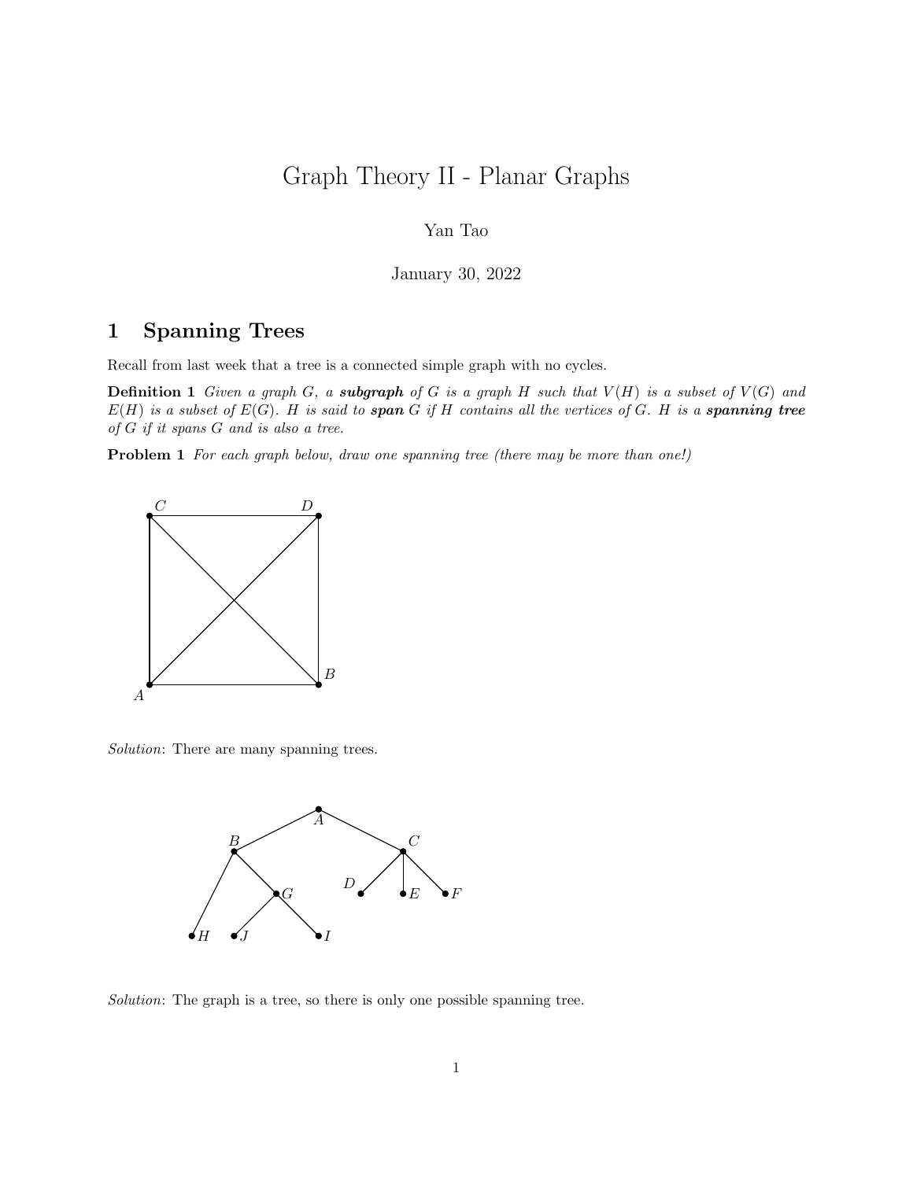# Graph Theory II - Planar Graphs

Yan Tao

January 30, 2022

## 1 Spanning Trees

Recall from last week that a tree is a connected simple graph with no cycles.

**Definition 1** *Given a graph $G$, a* ***subgraph*** *of $G$ is a graph $H$ such that $V(H)$ is a subset of $V(G)$ and $E(H)$ is a subset of $E(G)$. $H$ is said to* ***span*** *$G$ if $H$ contains all the vertices of $G$. $H$ is a* ***spanning tree*** *of $G$ if it spans $G$ and is also a tree.*

**Problem 1** *For each graph below, draw one spanning tree (there may be more than one!)*

*Solution*: There are many spanning trees.

*Solution*: The graph is a tree, so there is only one possible spanning tree.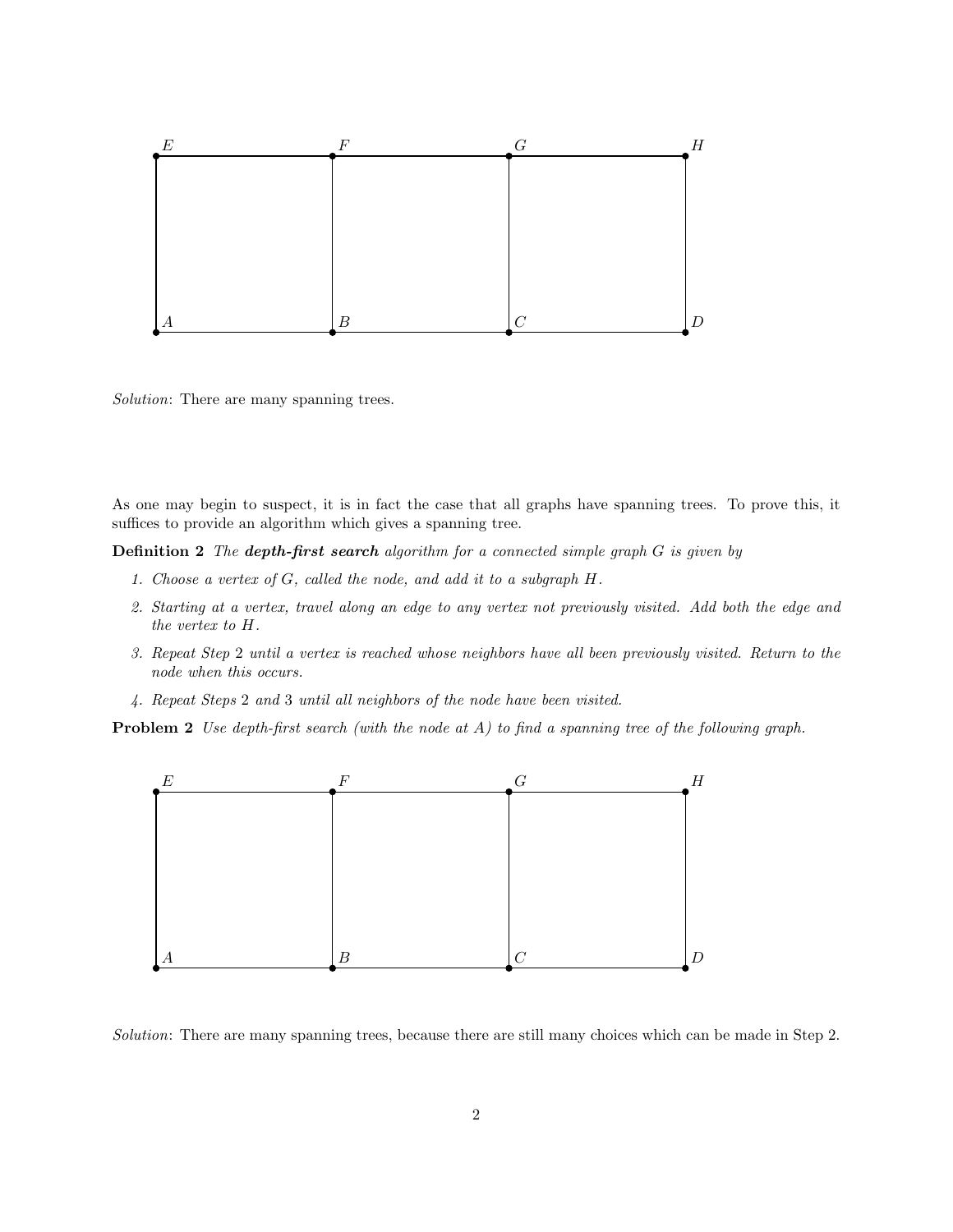*Solution*: There are many spanning trees.

As one may begin to suspect, it is in fact the case that all graphs have spanning trees. To prove this, it suffices to provide an algorithm which gives a spanning tree.

**Definition 2** *The* ***depth-first search*** *algorithm for a connected simple graph $G$ is given by*

1. *Choose a vertex of $G$, called the node, and add it to a subgraph $H$.*
2. *Starting at a vertex, travel along an edge to any vertex not previously visited. Add both the edge and the vertex to $H$.*
3. *Repeat Step 2 until a vertex is reached whose neighbors have all been previously visited. Return to the node when this occurs.*
4. *Repeat Steps 2 and 3 until all neighbors of the node have been visited.*

**Problem 2** *Use depth-first search (with the node at $A$) to find a spanning tree of the following graph.*

*Solution*: There are many spanning trees, because there are still many choices which can be made in Step 2.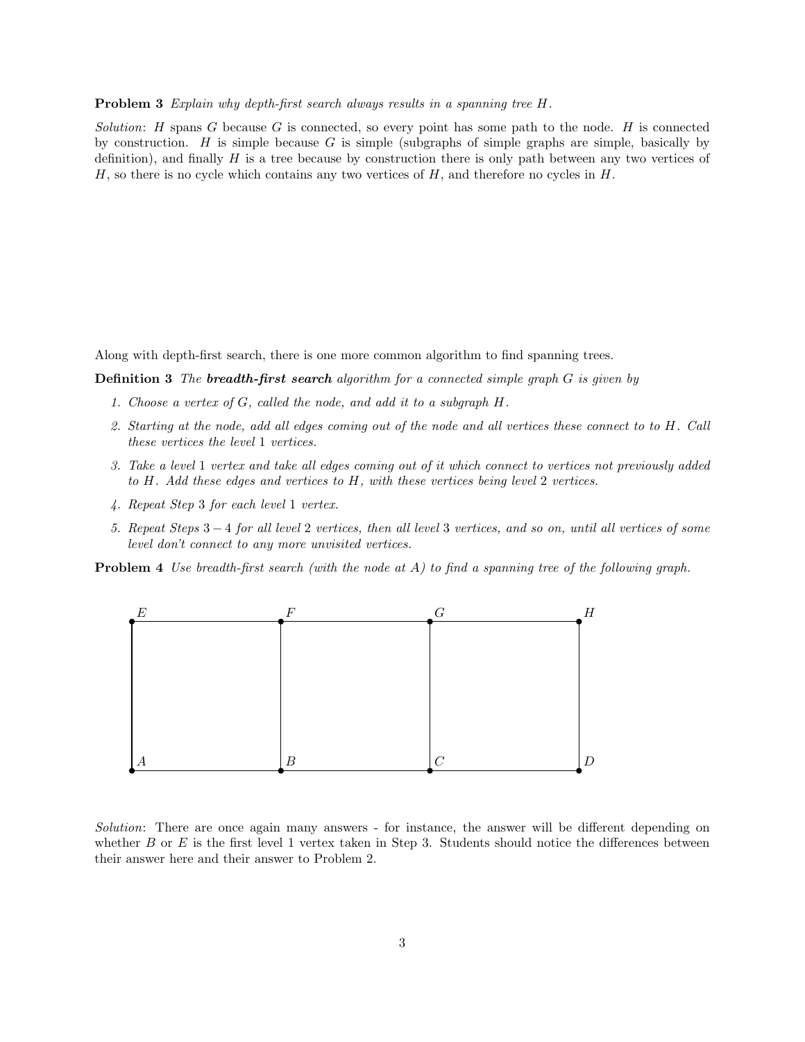**Problem 3** *Explain why depth-first search always results in a spanning tree $H$.*

*Solution*: $H$ spans $G$ because $G$ is connected, so every point has some path to the node. $H$ is connected by construction. $H$ is simple because $G$ is simple (subgraphs of simple graphs are simple, basically by definition), and finally $H$ is a tree because by construction there is only path between any two vertices of $H$, so there is no cycle which contains any two vertices of $H$, and therefore no cycles in $H$.

Along with depth-first search, there is one more common algorithm to find spanning trees.

**Definition 3** *The* ***breadth-first search*** *algorithm for a connected simple graph $G$ is given by*

1. *Choose a vertex of $G$, called the node, and add it to a subgraph $H$.*
2. *Starting at the node, add all edges coming out of the node and all vertices these connect to to $H$. Call these vertices the level 1 vertices.*
3. *Take a level 1 vertex and take all edges coming out of it which connect to vertices not previously added to $H$. Add these edges and vertices to $H$, with these vertices being level 2 vertices.*
4. *Repeat Step 3 for each level 1 vertex.*
5. *Repeat Steps $3-4$ for all level 2 vertices, then all level 3 vertices, and so on, until all vertices of some level don't connect to any more unvisited vertices.*

**Problem 4** *Use breadth-first search (with the node at $A$) to find a spanning tree of the following graph.*

*Solution*: There are once again many answers - for instance, the answer will be different depending on whether $B$ or $E$ is the first level 1 vertex taken in Step 3. Students should notice the differences between their answer here and their answer to Problem 2.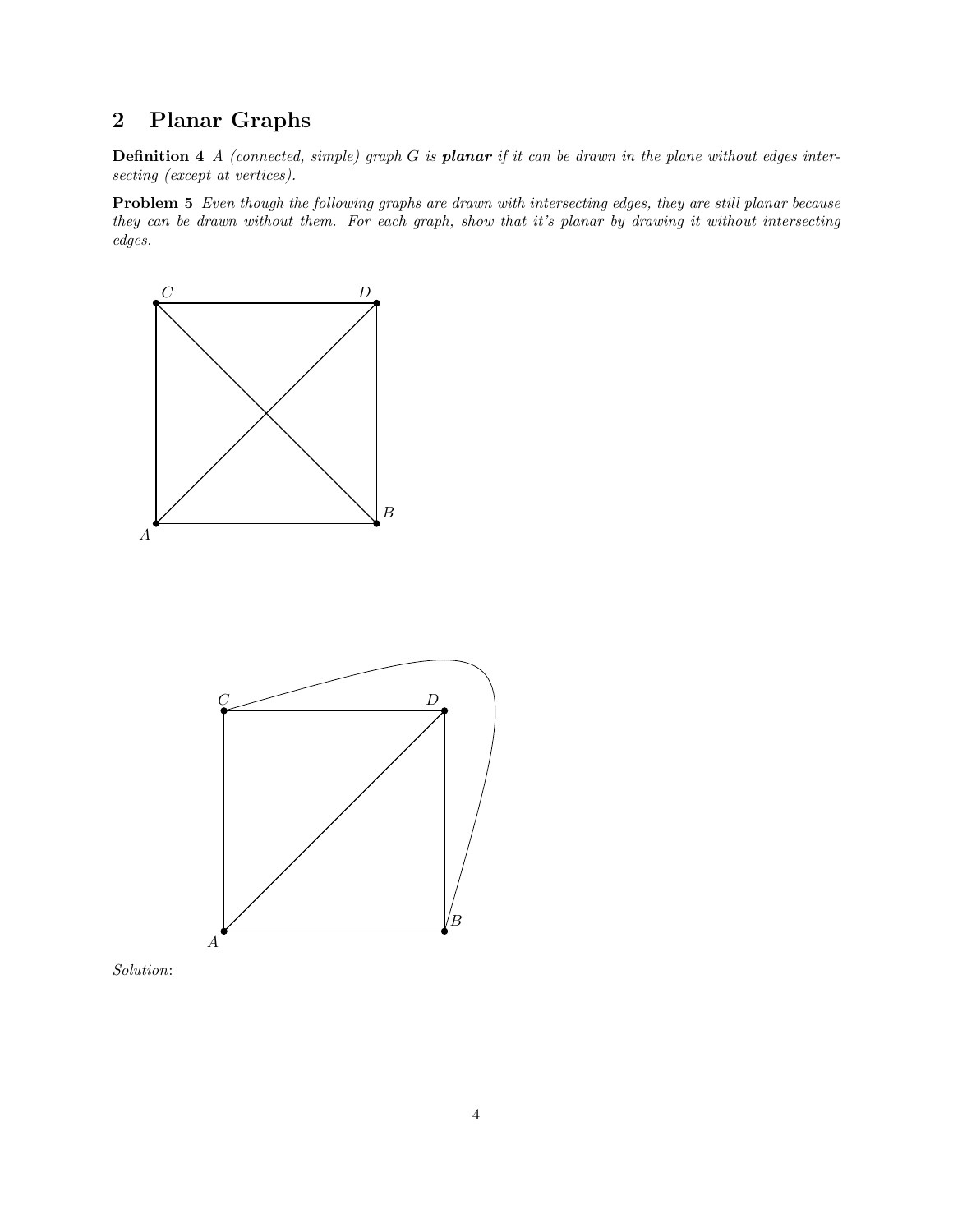## 2 Planar Graphs

**Definition 4** *A (connected, simple) graph $G$ is **planar** if it can be drawn in the plane without edges intersecting (except at vertices).*

**Problem 5** *Even though the following graphs are drawn with intersecting edges, they are still planar because they can be drawn without them. For each graph, show that it's planar by drawing it without intersecting edges.*

*Solution*: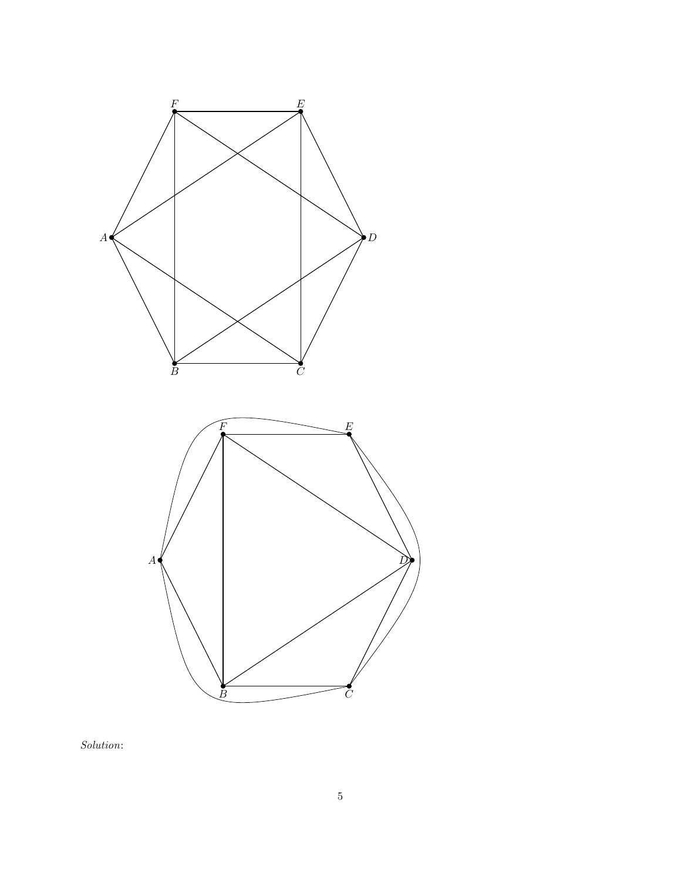*Solution*: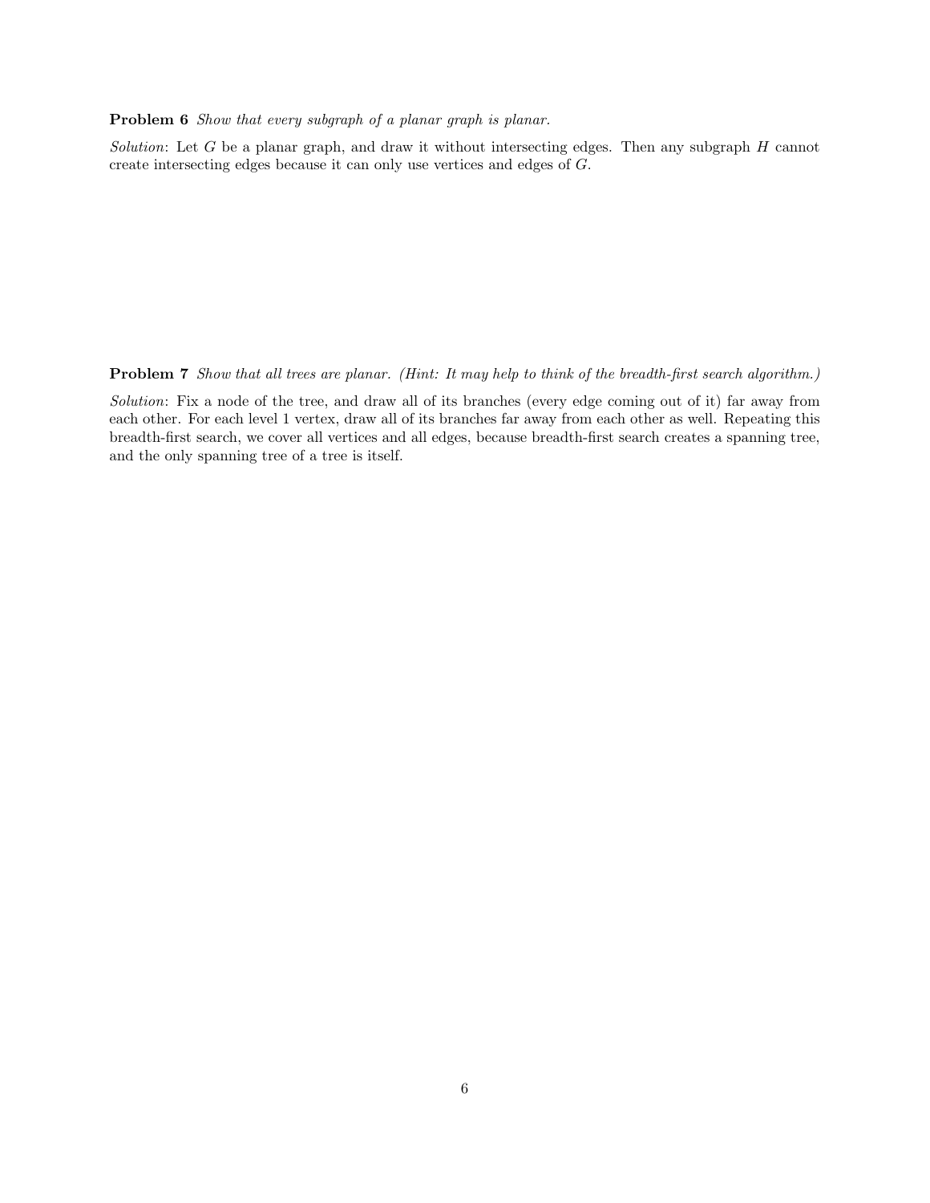**Problem 6** *Show that every subgraph of a planar graph is planar.*

*Solution*: Let $G$ be a planar graph, and draw it without intersecting edges. Then any subgraph $H$ cannot create intersecting edges because it can only use vertices and edges of $G$.

**Problem 7** *Show that all trees are planar. (Hint: It may help to think of the breadth-first search algorithm.)*

*Solution*: Fix a node of the tree, and draw all of its branches (every edge coming out of it) far away from each other. For each level 1 vertex, draw all of its branches far away from each other as well. Repeating this breadth-first search, we cover all vertices and all edges, because breadth-first search creates a spanning tree, and the only spanning tree of a tree is itself.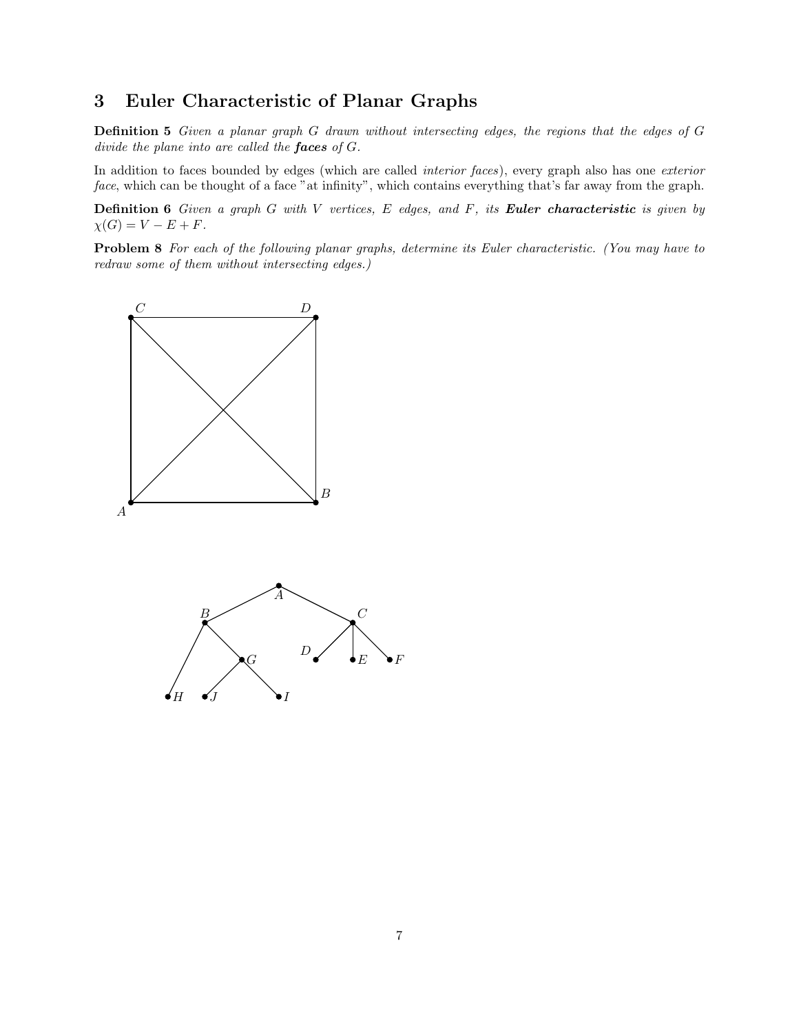## 3 Euler Characteristic of Planar Graphs

**Definition 5** *Given a planar graph G drawn without intersecting edges, the regions that the edges of G divide the plane into are called the* ***faces*** *of G.*

In addition to faces bounded by edges (which are called *interior faces*), every graph also has one *exterior face*, which can be thought of a face "at infinity", which contains everything that's far away from the graph.

**Definition 6** *Given a graph G with V vertices, E edges, and F, its* ***Euler characteristic*** *is given by* $\chi(G) = V - E + F$.

**Problem 8** *For each of the following planar graphs, determine its Euler characteristic. (You may have to redraw some of them without intersecting edges.)*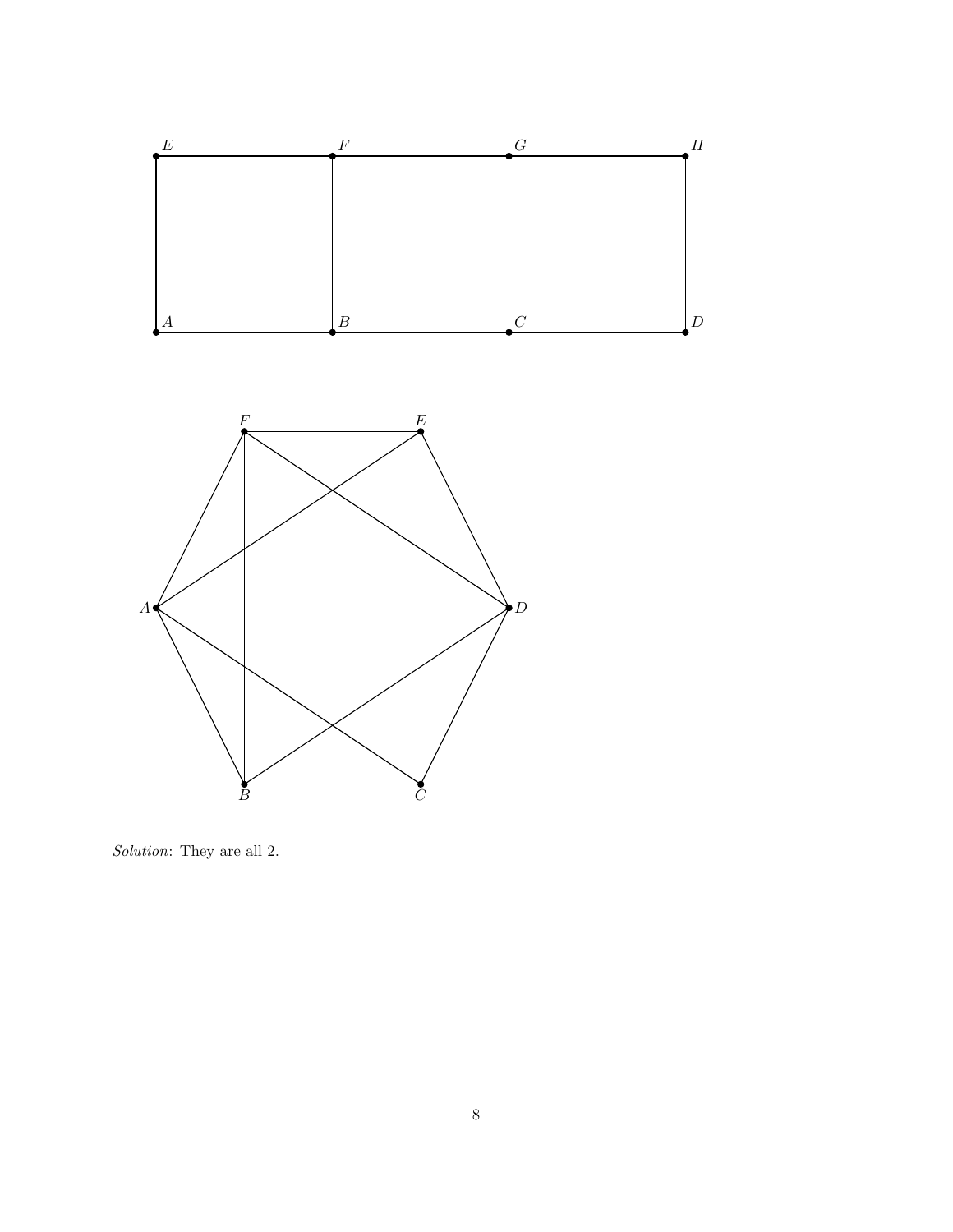*Solution*: They are all 2.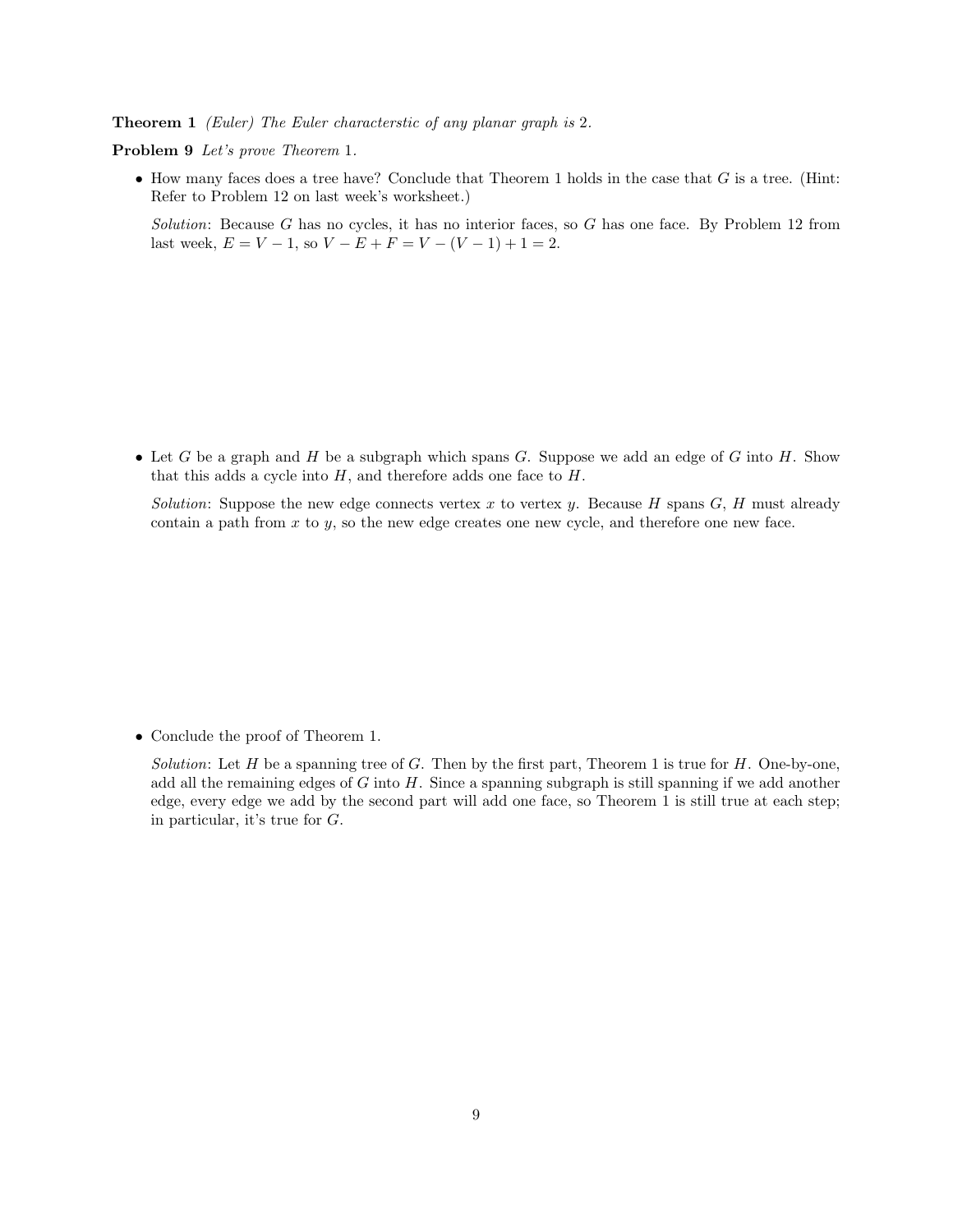**Theorem 1** *(Euler) The Euler characterstic of any planar graph is 2.*

**Problem 9** *Let's prove Theorem 1.*

- How many faces does a tree have? Conclude that Theorem 1 holds in the case that $G$ is a tree. (Hint: Refer to Problem 12 on last week's worksheet.)

  *Solution*: Because $G$ has no cycles, it has no interior faces, so $G$ has one face. By Problem 12 from last week, $E = V - 1$, so $V - E + F = V - (V - 1) + 1 = 2$.

- Let $G$ be a graph and $H$ be a subgraph which spans $G$. Suppose we add an edge of $G$ into $H$. Show that this adds a cycle into $H$, and therefore adds one face to $H$.

  *Solution*: Suppose the new edge connects vertex $x$ to vertex $y$. Because $H$ spans $G$, $H$ must already contain a path from $x$ to $y$, so the new edge creates one new cycle, and therefore one new face.

- Conclude the proof of Theorem 1.

  *Solution*: Let $H$ be a spanning tree of $G$. Then by the first part, Theorem 1 is true for $H$. One-by-one, add all the remaining edges of $G$ into $H$. Since a spanning subgraph is still spanning if we add another edge, every edge we add by the second part will add one face, so Theorem 1 is still true at each step; in particular, it's true for $G$.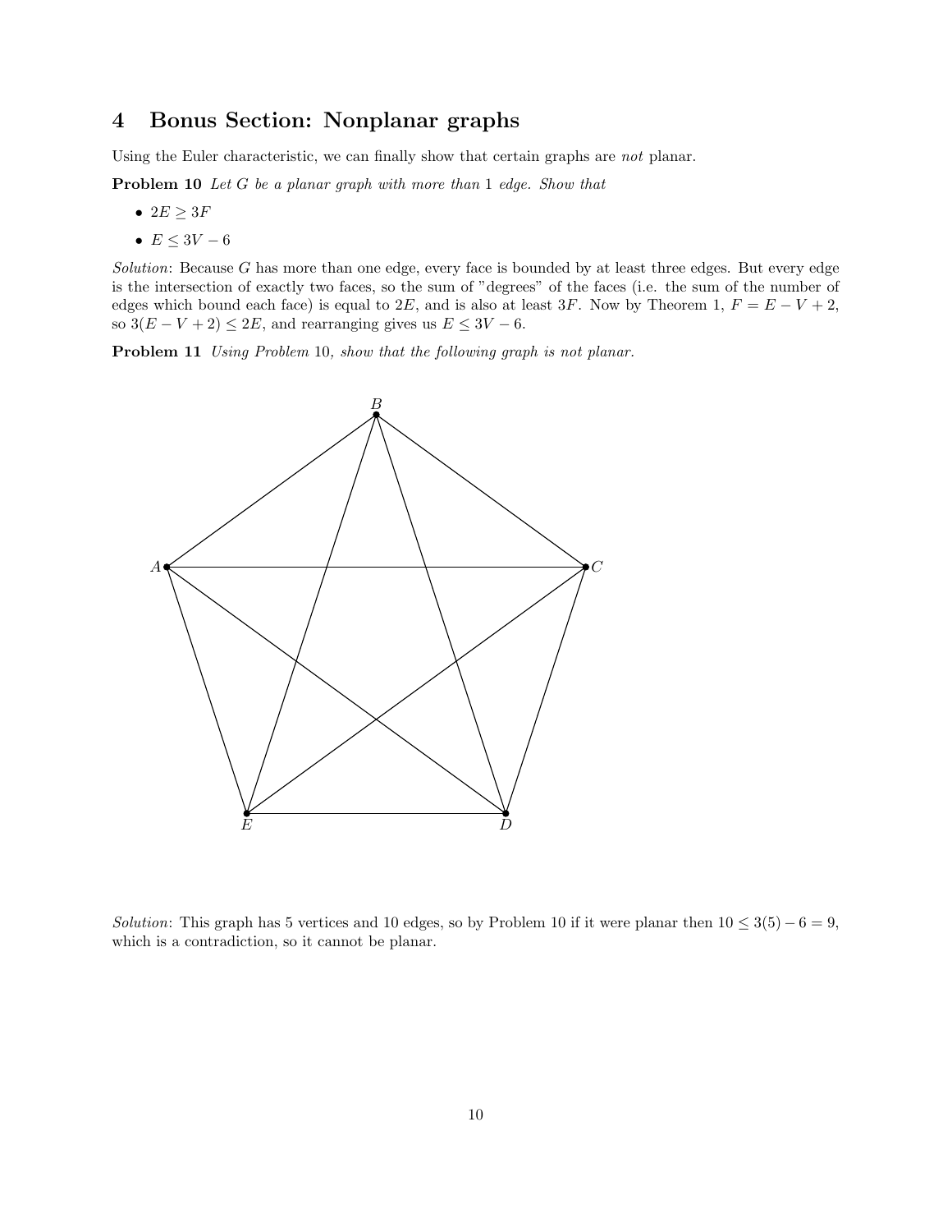## 4 Bonus Section: Nonplanar graphs

Using the Euler characteristic, we can finally show that certain graphs are *not* planar.

**Problem 10** *Let $G$ be a planar graph with more than 1 edge. Show that*

- $2E \geq 3F$
- $E \leq 3V - 6$

*Solution*: Because $G$ has more than one edge, every face is bounded by at least three edges. But every edge is the intersection of exactly two faces, so the sum of "degrees" of the faces (i.e. the sum of the number of edges which bound each face) is equal to $2E$, and is also at least $3F$. Now by Theorem 1, $F = E - V + 2$, so $3(E - V + 2) \leq 2E$, and rearranging gives us $E \leq 3V - 6$.

**Problem 11** *Using Problem 10, show that the following graph is not planar.*

*Solution*: This graph has 5 vertices and 10 edges, so by Problem 10 if it were planar then $10 \leq 3(5) - 6 = 9$, which is a contradiction, so it cannot be planar.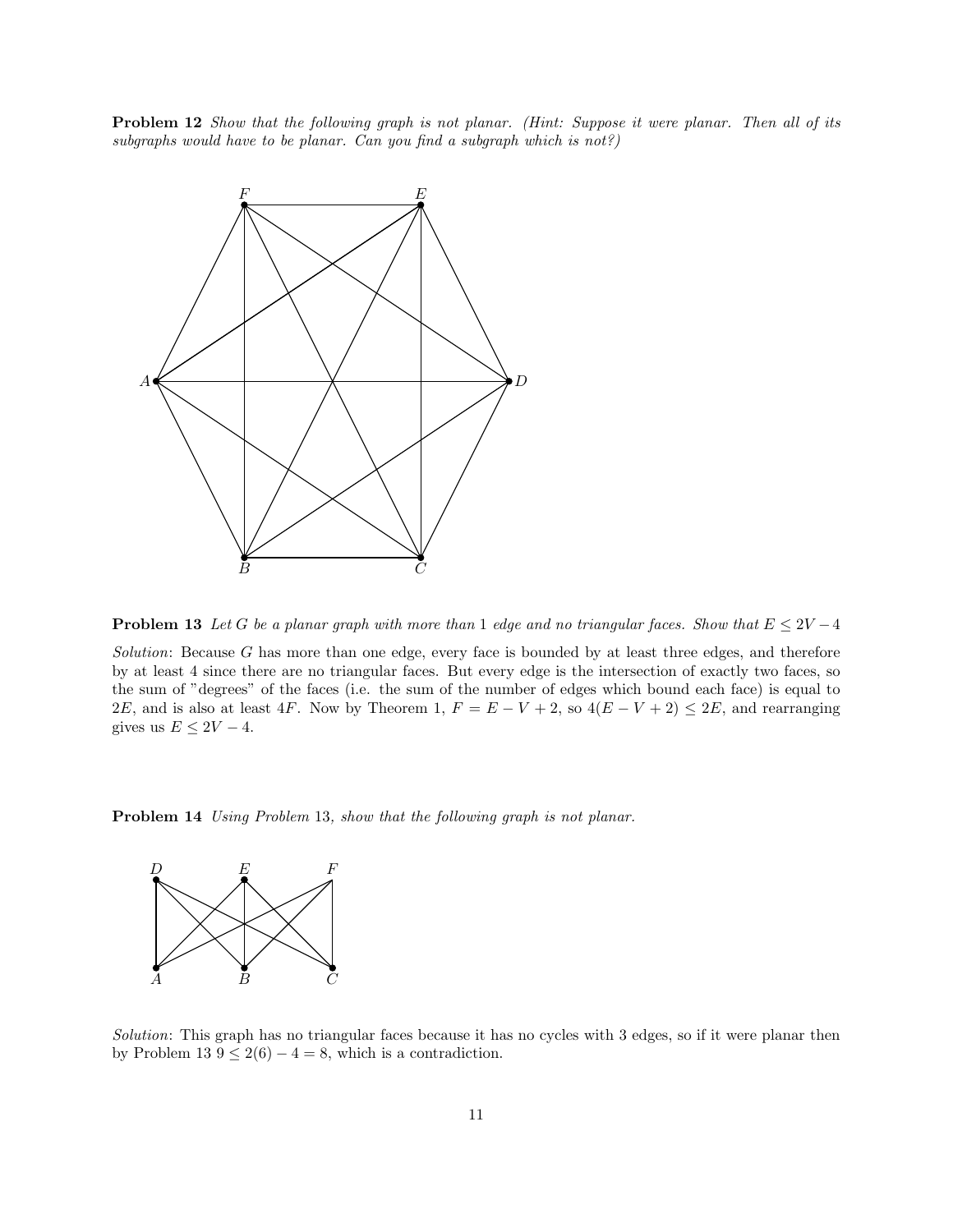**Problem 12** *Show that the following graph is not planar. (Hint: Suppose it were planar. Then all of its subgraphs would have to be planar. Can you find a subgraph which is not?)*

F
E
A
D
B
C

**Problem 13** *Let G be a planar graph with more than 1 edge and no triangular faces. Show that $E \leq 2V - 4$*

*Solution*: Because $G$ has more than one edge, every face is bounded by at least three edges, and therefore by at least 4 since there are no triangular faces. But every edge is the intersection of exactly two faces, so the sum of "degrees" of the faces (i.e. the sum of the number of edges which bound each face) is equal to $2E$, and is also at least $4F$. Now by Theorem 1, $F = E - V + 2$, so $4(E - V + 2) \leq 2E$, and rearranging gives us $E \leq 2V - 4$.

**Problem 14** *Using Problem 13, show that the following graph is not planar.*

D E F
A B C

*Solution*: This graph has no triangular faces because it has no cycles with 3 edges, so if it were planar then by Problem 13 $9 \leq 2(6) - 4 = 8$, which is a contradiction.